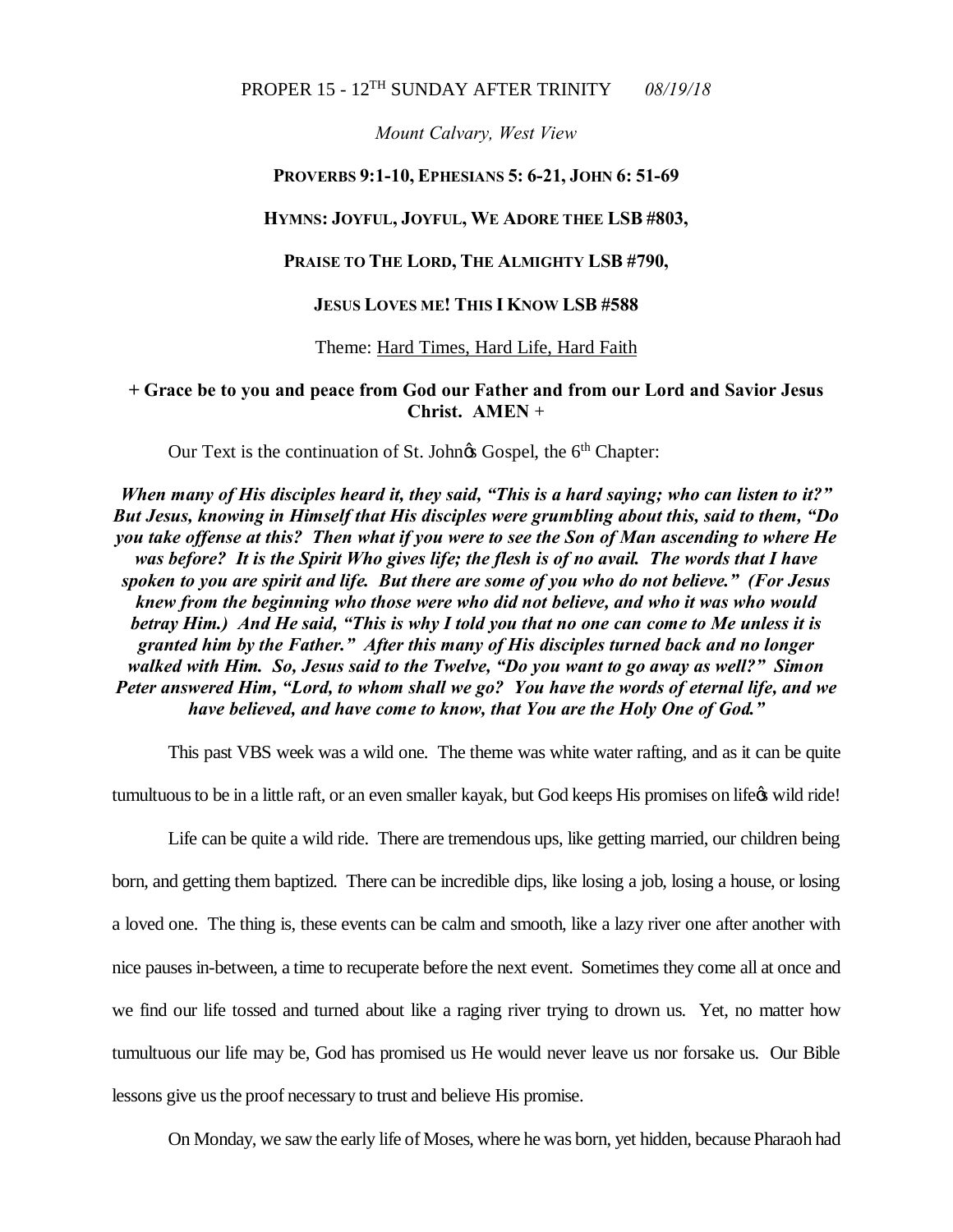PROPER 15 - 12$^{TH}$ SUNDAY AFTER TRINITY *08/19/18*

*Mount Calvary, West View*

**PROVERBS 9:1-10, EPHESIANS 5: 6-21, JOHN 6: 51-69**

**HYMNS: JOYFUL, JOYFUL, WE ADORE THEE LSB #803,**

**PRAISE TO THE LORD, THE ALMIGHTY LSB #790,**

**JESUS LOVES ME! THIS I KNOW LSB #588**

Theme: Hard Times, Hard Life, Hard Faith

**+ Grace be to you and peace from God our Father and from our Lord and Savior Jesus Christ. AMEN +**

Our Text is the continuation of St. John's Gospel, the 6th Chapter:

***When many of His disciples heard it, they said, "This is a hard saying; who can listen to it?" But Jesus, knowing in Himself that His disciples were grumbling about this, said to them, "Do you take offense at this? Then what if you were to see the Son of Man ascending to where He was before? It is the Spirit Who gives life; the flesh is of no avail. The words that I have spoken to you are spirit and life. But there are some of you who do not believe." (For Jesus knew from the beginning who those were who did not believe, and who it was who would betray Him.) And He said, "This is why I told you that no one can come to Me unless it is granted him by the Father." After this many of His disciples turned back and no longer walked with Him. So, Jesus said to the Twelve, "Do you want to go away as well?" Simon Peter answered Him, "Lord, to whom shall we go? You have the words of eternal life, and we have believed, and have come to know, that You are the Holy One of God."***

This past VBS week was a wild one. The theme was white water rafting, and as it can be quite tumultuous to be in a little raft, or an even smaller kayak, but God keeps His promises on life's wild ride!

Life can be quite a wild ride. There are tremendous ups, like getting married, our children being born, and getting them baptized. There can be incredible dips, like losing a job, losing a house, or losing a loved one. The thing is, these events can be calm and smooth, like a lazy river one after another with nice pauses in-between, a time to recuperate before the next event. Sometimes they come all at once and we find our life tossed and turned about like a raging river trying to drown us. Yet, no matter how tumultuous our life may be, God has promised us He would never leave us nor forsake us. Our Bible lessons give us the proof necessary to trust and believe His promise.

On Monday, we saw the early life of Moses, where he was born, yet hidden, because Pharaoh had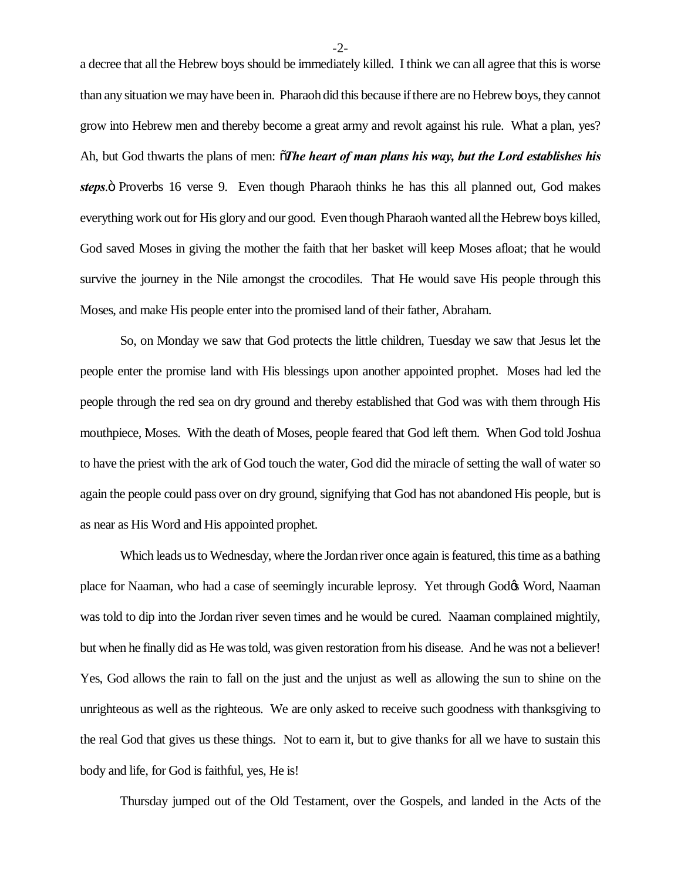a decree that all the Hebrew boys should be immediately killed. I think we can all agree that this is worse than any situation we may have been in. Pharaoh did this because if there are no Hebrew boys, they cannot grow into Hebrew men and thereby become a great army and revolt against his rule. What a plan, yes? Ah, but God thwarts the plans of men: "***The heart of man plans his way, but the Lord establishes his steps***." Proverbs 16 verse 9. Even though Pharaoh thinks he has this all planned out, God makes everything work out for His glory and our good. Even though Pharaoh wanted all the Hebrew boys killed, God saved Moses in giving the mother the faith that her basket will keep Moses afloat; that he would survive the journey in the Nile amongst the crocodiles. That He would save His people through this Moses, and make His people enter into the promised land of their father, Abraham.

So, on Monday we saw that God protects the little children, Tuesday we saw that Jesus let the people enter the promise land with His blessings upon another appointed prophet. Moses had led the people through the red sea on dry ground and thereby established that God was with them through His mouthpiece, Moses. With the death of Moses, people feared that God left them. When God told Joshua to have the priest with the ark of God touch the water, God did the miracle of setting the wall of water so again the people could pass over on dry ground, signifying that God has not abandoned His people, but is as near as His Word and His appointed prophet.

Which leads us to Wednesday, where the Jordan river once again is featured, this time as a bathing place for Naaman, who had a case of seemingly incurable leprosy. Yet through God's Word, Naaman was told to dip into the Jordan river seven times and he would be cured. Naaman complained mightily, but when he finally did as He was told, was given restoration from his disease. And he was not a believer! Yes, God allows the rain to fall on the just and the unjust as well as allowing the sun to shine on the unrighteous as well as the righteous. We are only asked to receive such goodness with thanksgiving to the real God that gives us these things. Not to earn it, but to give thanks for all we have to sustain this body and life, for God is faithful, yes, He is!

Thursday jumped out of the Old Testament, over the Gospels, and landed in the Acts of the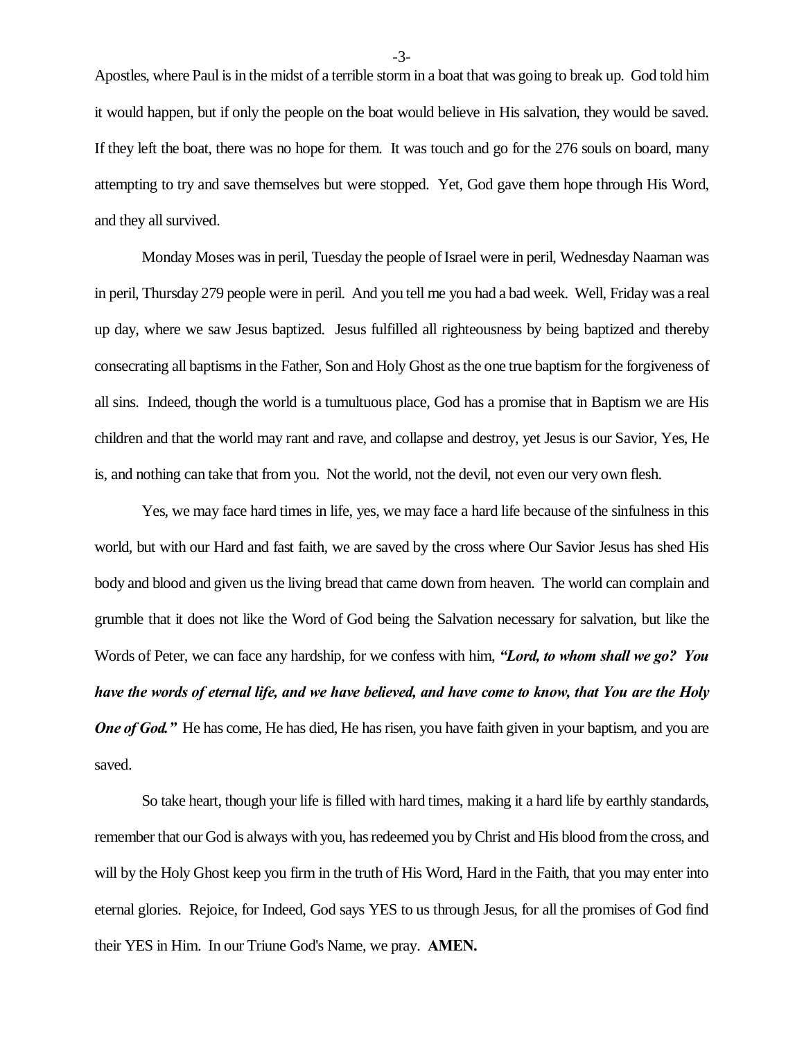Apostles, where Paul is in the midst of a terrible storm in a boat that was going to break up. God told him it would happen, but if only the people on the boat would believe in His salvation, they would be saved. If they left the boat, there was no hope for them. It was touch and go for the 276 souls on board, many attempting to try and save themselves but were stopped. Yet, God gave them hope through His Word, and they all survived.

Monday Moses was in peril, Tuesday the people of Israel were in peril, Wednesday Naaman was in peril, Thursday 279 people were in peril. And you tell me you had a bad week. Well, Friday was a real up day, where we saw Jesus baptized. Jesus fulfilled all righteousness by being baptized and thereby consecrating all baptisms in the Father, Son and Holy Ghost as the one true baptism for the forgiveness of all sins. Indeed, though the world is a tumultuous place, God has a promise that in Baptism we are His children and that the world may rant and rave, and collapse and destroy, yet Jesus is our Savior, Yes, He is, and nothing can take that from you. Not the world, not the devil, not even our very own flesh.

Yes, we may face hard times in life, yes, we may face a hard life because of the sinfulness in this world, but with our Hard and fast faith, we are saved by the cross where Our Savior Jesus has shed His body and blood and given us the living bread that came down from heaven. The world can complain and grumble that it does not like the Word of God being the Salvation necessary for salvation, but like the Words of Peter, we can face any hardship, for we confess with him, ***"Lord, to whom shall we go? You have the words of eternal life, and we have believed, and have come to know, that You are the Holy One of God."*** He has come, He has died, He has risen, you have faith given in your baptism, and you are saved.

So take heart, though your life is filled with hard times, making it a hard life by earthly standards, remember that our God is always with you, has redeemed you by Christ and His blood from the cross, and will by the Holy Ghost keep you firm in the truth of His Word, Hard in the Faith, that you may enter into eternal glories. Rejoice, for Indeed, God says YES to us through Jesus, for all the promises of God find their YES in Him. In our Triune God's Name, we pray. **AMEN.**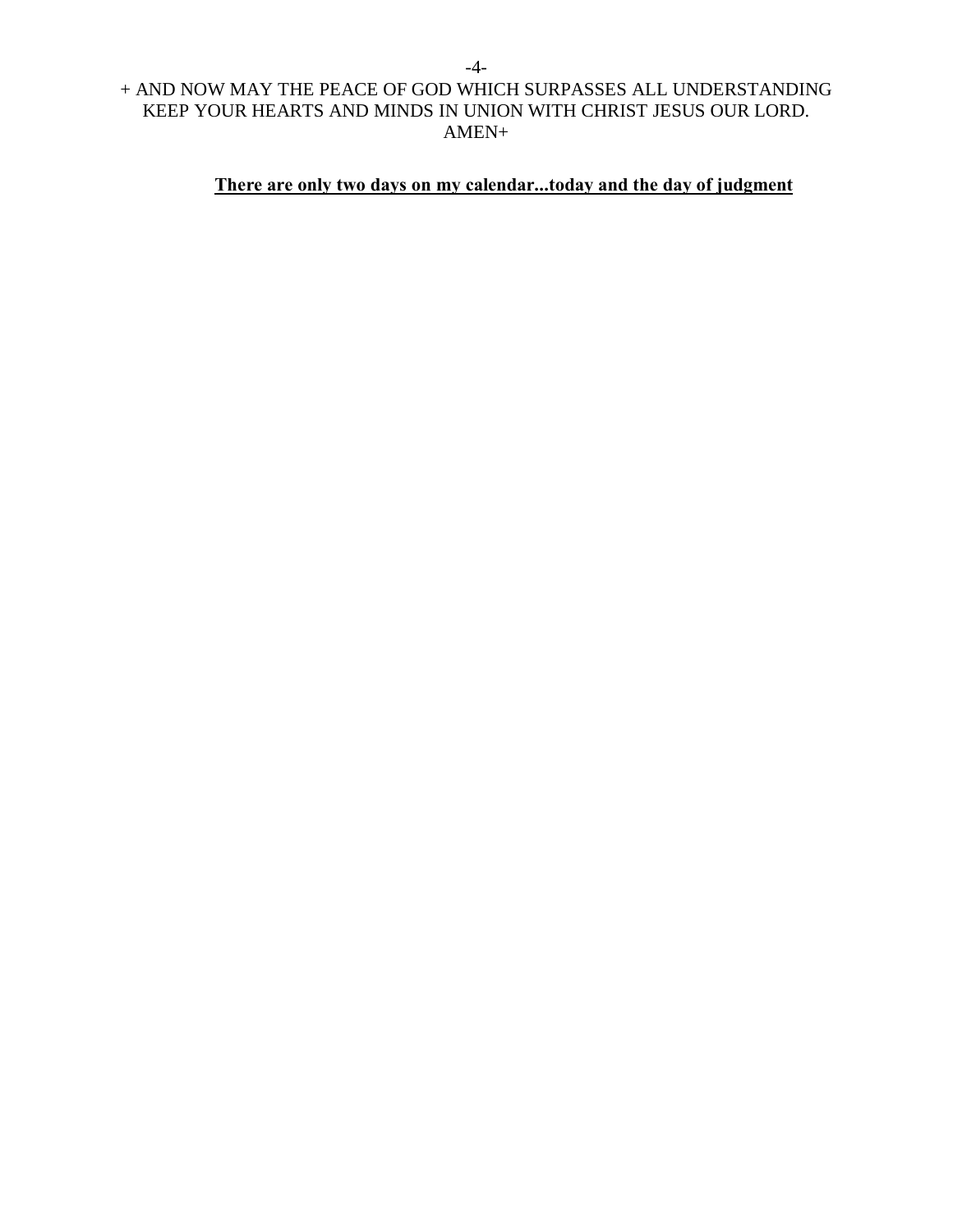+ AND NOW MAY THE PEACE OF GOD WHICH SURPASSES ALL UNDERSTANDING KEEP YOUR HEARTS AND MINDS IN UNION WITH CHRIST JESUS OUR LORD. AMEN+

**There are only two days on my calendar...today and the day of judgment**